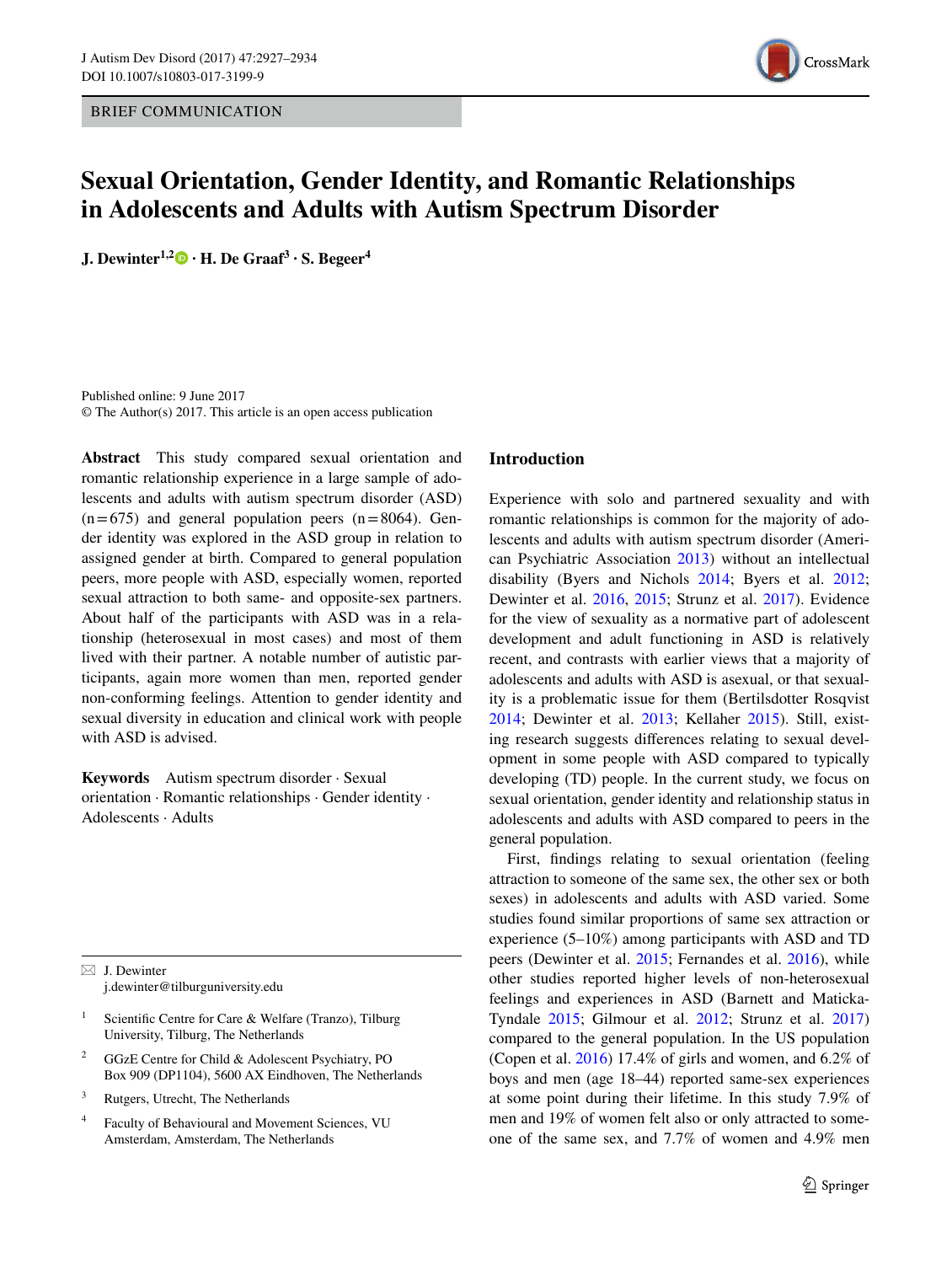BRIEF COMMUNICATION

# Sexual Orientation, Gender Identity, and Romantic Relationships in Adolescents and Adults with Autism Spectrum Disorder

**J. Dewinter[1,2] · H. De Graaf[3] · S. Begeer[4]**

Published online: 9 June 2017
© The Author(s) 2017. This article is an open access publication

**Abstract** This study compared sexual orientation and romantic relationship experience in a large sample of adolescents and adults with autism spectrum disorder (ASD) (n = 675) and general population peers (n = 8064). Gender identity was explored in the ASD group in relation to assigned gender at birth. Compared to general population peers, more people with ASD, especially women, reported sexual attraction to both same- and opposite-sex partners. About half of the participants with ASD was in a relationship (heterosexual in most cases) and most of them lived with their partner. A notable number of autistic participants, again more women than men, reported gender non-conforming feelings. Attention to gender identity and sexual diversity in education and clinical work with people with ASD is advised.

**Keywords** Autism spectrum disorder · Sexual orientation · Romantic relationships · Gender identity · Adolescents · Adults

✉ J. Dewinter
j.dewinter@tilburguniversity.edu

[1] Scientific Centre for Care & Welfare (Tranzo), Tilburg University, Tilburg, The Netherlands

[2] GGzE Centre for Child & Adolescent Psychiatry, PO Box 909 (DP1104), 5600 AX Eindhoven, The Netherlands

[3] Rutgers, Utrecht, The Netherlands

[4] Faculty of Behavioural and Movement Sciences, VU Amsterdam, Amsterdam, The Netherlands

## Introduction

Experience with solo and partnered sexuality and with romantic relationships is common for the majority of adolescents and adults with autism spectrum disorder (American Psychiatric Association 2013) without an intellectual disability (Byers and Nichols 2014; Byers et al. 2012; Dewinter et al. 2016, 2015; Strunz et al. 2017). Evidence for the view of sexuality as a normative part of adolescent development and adult functioning in ASD is relatively recent, and contrasts with earlier views that a majority of adolescents and adults with ASD is asexual, or that sexuality is a problematic issue for them (Bertilsdotter Rosqvist 2014; Dewinter et al. 2013; Kellaher 2015). Still, existing research suggests differences relating to sexual development in some people with ASD compared to typically developing (TD) people. In the current study, we focus on sexual orientation, gender identity and relationship status in adolescents and adults with ASD compared to peers in the general population.

First, findings relating to sexual orientation (feeling attraction to someone of the same sex, the other sex or both sexes) in adolescents and adults with ASD varied. Some studies found similar proportions of same sex attraction or experience (5–10%) among participants with ASD and TD peers (Dewinter et al. 2015; Fernandes et al. 2016), while other studies reported higher levels of non-heterosexual feelings and experiences in ASD (Barnett and Maticka-Tyndale 2015; Gilmour et al. 2012; Strunz et al. 2017) compared to the general population. In the US population (Copen et al. 2016) 17.4% of girls and women, and 6.2% of boys and men (age 18–44) reported same-sex experiences at some point during their lifetime. In this study 7.9% of men and 19% of women felt also or only attracted to someone of the same sex, and 7.7% of women and 4.9% men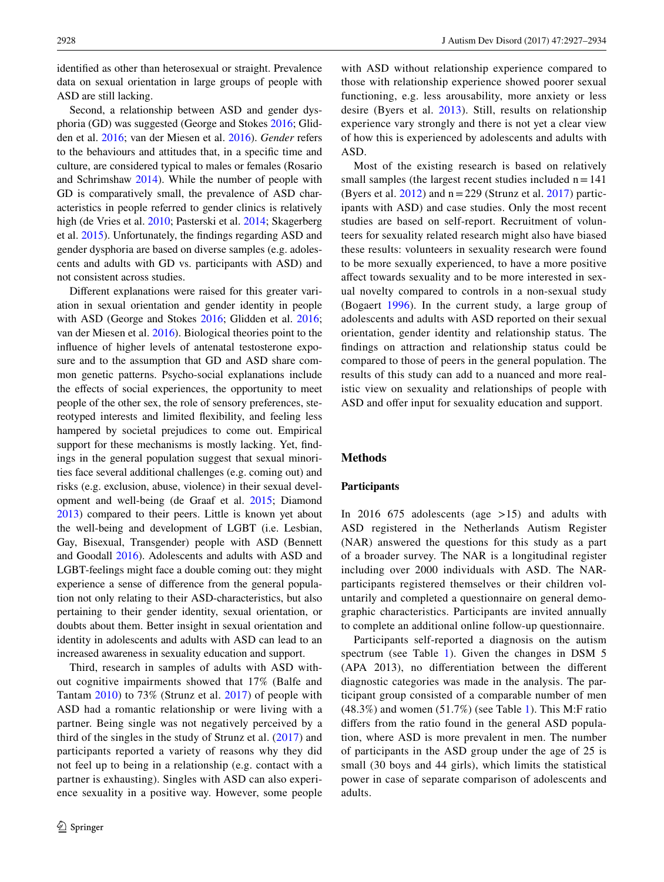identified as other than heterosexual or straight. Prevalence data on sexual orientation in large groups of people with ASD are still lacking.

Second, a relationship between ASD and gender dysphoria (GD) was suggested (George and Stokes 2016; Glidden et al. 2016; van der Miesen et al. 2016). *Gender* refers to the behaviours and attitudes that, in a specific time and culture, are considered typical to males or females (Rosario and Schrimshaw 2014). While the number of people with GD is comparatively small, the prevalence of ASD characteristics in people referred to gender clinics is relatively high (de Vries et al. 2010; Pasterski et al. 2014; Skagerberg et al. 2015). Unfortunately, the findings regarding ASD and gender dysphoria are based on diverse samples (e.g. adolescents and adults with GD vs. participants with ASD) and not consistent across studies.

Different explanations were raised for this greater variation in sexual orientation and gender identity in people with ASD (George and Stokes 2016; Glidden et al. 2016; van der Miesen et al. 2016). Biological theories point to the influence of higher levels of antenatal testosterone exposure and to the assumption that GD and ASD share common genetic patterns. Psycho-social explanations include the effects of social experiences, the opportunity to meet people of the other sex, the role of sensory preferences, stereotyped interests and limited flexibility, and feeling less hampered by societal prejudices to come out. Empirical support for these mechanisms is mostly lacking. Yet, findings in the general population suggest that sexual minorities face several additional challenges (e.g. coming out) and risks (e.g. exclusion, abuse, violence) in their sexual development and well-being (de Graaf et al. 2015; Diamond 2013) compared to their peers. Little is known yet about the well-being and development of LGBT (i.e. Lesbian, Gay, Bisexual, Transgender) people with ASD (Bennett and Goodall 2016). Adolescents and adults with ASD and LGBT-feelings might face a double coming out: they might experience a sense of difference from the general population not only relating to their ASD-characteristics, but also pertaining to their gender identity, sexual orientation, or doubts about them. Better insight in sexual orientation and identity in adolescents and adults with ASD can lead to an increased awareness in sexuality education and support.

Third, research in samples of adults with ASD without cognitive impairments showed that 17% (Balfe and Tantam 2010) to 73% (Strunz et al. 2017) of people with ASD had a romantic relationship or were living with a partner. Being single was not negatively perceived by a third of the singles in the study of Strunz et al. (2017) and participants reported a variety of reasons why they did not feel up to being in a relationship (e.g. contact with a partner is exhausting). Singles with ASD can also experience sexuality in a positive way. However, some people with ASD without relationship experience compared to those with relationship experience showed poorer sexual functioning, e.g. less arousability, more anxiety or less desire (Byers et al. 2013). Still, results on relationship experience vary strongly and there is not yet a clear view of how this is experienced by adolescents and adults with ASD.

Most of the existing research is based on relatively small samples (the largest recent studies included n = 141 (Byers et al. 2012) and n = 229 (Strunz et al. 2017) participants with ASD) and case studies. Only the most recent studies are based on self-report. Recruitment of volunteers for sexuality related research might also have biased these results: volunteers in sexuality research were found to be more sexually experienced, to have a more positive affect towards sexuality and to be more interested in sexual novelty compared to controls in a non-sexual study (Bogaert 1996). In the current study, a large group of adolescents and adults with ASD reported on their sexual orientation, gender identity and relationship status. The findings on attraction and relationship status could be compared to those of peers in the general population. The results of this study can add to a nuanced and more realistic view on sexuality and relationships of people with ASD and offer input for sexuality education and support.

## Methods

### Participants

In 2016 675 adolescents (age >15) and adults with ASD registered in the Netherlands Autism Register (NAR) answered the questions for this study as a part of a broader survey. The NAR is a longitudinal register including over 2000 individuals with ASD. The NAR-participants registered themselves or their children voluntarily and completed a questionnaire on general demographic characteristics. Participants are invited annually to complete an additional online follow-up questionnaire.

Participants self-reported a diagnosis on the autism spectrum (see Table 1). Given the changes in DSM 5 (APA 2013), no differentiation between the different diagnostic categories was made in the analysis. The participant group consisted of a comparable number of men (48.3%) and women (51.7%) (see Table 1). This M:F ratio differs from the ratio found in the general ASD population, where ASD is more prevalent in men. The number of participants in the ASD group under the age of 25 is small (30 boys and 44 girls), which limits the statistical power in case of separate comparison of adolescents and adults.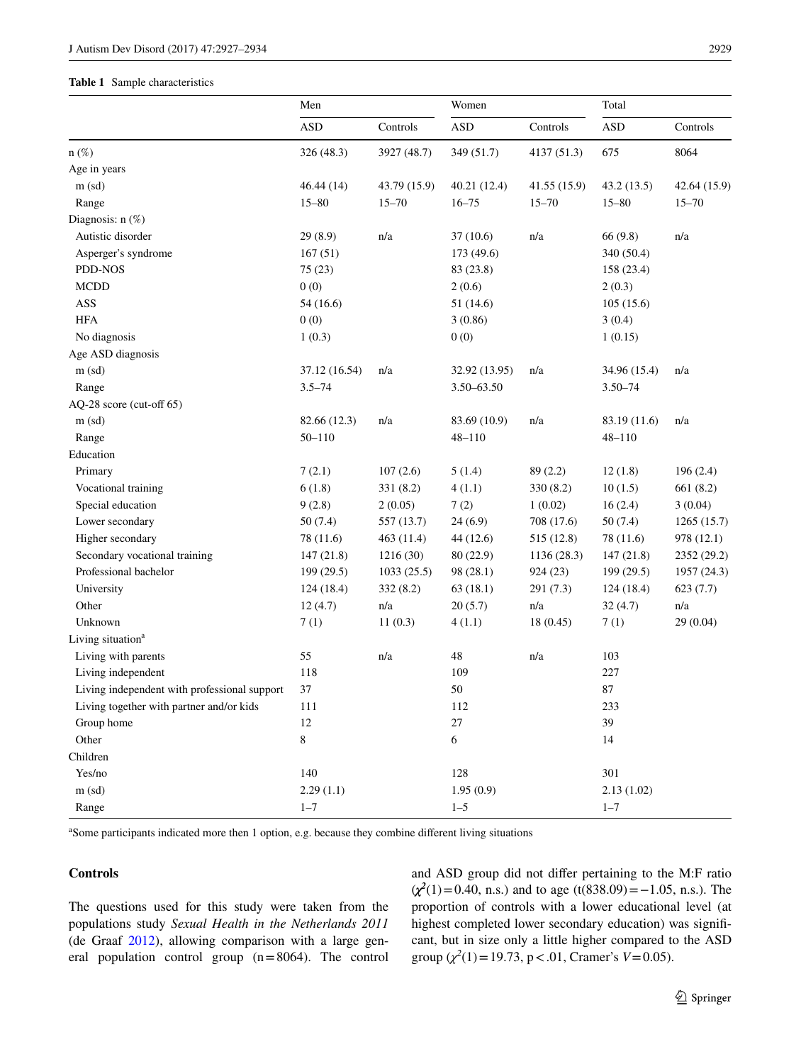**Table 1** Sample characteristics

| | Men | | Women | | Total | |
|---|---|---|---|---|---|---|
| | ASD | Controls | ASD | Controls | ASD | Controls |
| n (%) | 326 (48.3) | 3927 (48.7) | 349 (51.7) | 4137 (51.3) | 675 | 8064 |
| Age in years | | | | | | |
| m (sd) | 46.44 (14) | 43.79 (15.9) | 40.21 (12.4) | 41.55 (15.9) | 43.2 (13.5) | 42.64 (15.9) |
| Range | 15–80 | 15–70 | 16–75 | 15–70 | 15–80 | 15–70 |
| Diagnosis: n (%) | | | | | | |
| Autistic disorder | 29 (8.9) | n/a | 37 (10.6) | n/a | 66 (9.8) | n/a |
| Asperger's syndrome | 167 (51) | | 173 (49.6) | | 340 (50.4) | |
| PDD-NOS | 75 (23) | | 83 (23.8) | | 158 (23.4) | |
| MCDD | 0 (0) | | 2 (0.6) | | 2 (0.3) | |
| ASS | 54 (16.6) | | 51 (14.6) | | 105 (15.6) | |
| HFA | 0 (0) | | 3 (0.86) | | 3 (0.4) | |
| No diagnosis | 1 (0.3) | | 0 (0) | | 1 (0.15) | |
| Age ASD diagnosis | | | | | | |
| m (sd) | 37.12 (16.54) | n/a | 32.92 (13.95) | n/a | 34.96 (15.4) | n/a |
| Range | 3.5–74 | | 3.50–63.50 | | 3.50–74 | |
| AQ-28 score (cut-off 65) | | | | | | |
| m (sd) | 82.66 (12.3) | n/a | 83.69 (10.9) | n/a | 83.19 (11.6) | n/a |
| Range | 50–110 | | 48–110 | | 48–110 | |
| Education | | | | | | |
| Primary | 7 (2.1) | 107 (2.6) | 5 (1.4) | 89 (2.2) | 12 (1.8) | 196 (2.4) |
| Vocational training | 6 (1.8) | 331 (8.2) | 4 (1.1) | 330 (8.2) | 10 (1.5) | 661 (8.2) |
| Special education | 9 (2.8) | 2 (0.05) | 7 (2) | 1 (0.02) | 16 (2.4) | 3 (0.04) |
| Lower secondary | 50 (7.4) | 557 (13.7) | 24 (6.9) | 708 (17.6) | 50 (7.4) | 1265 (15.7) |
| Higher secondary | 78 (11.6) | 463 (11.4) | 44 (12.6) | 515 (12.8) | 78 (11.6) | 978 (12.1) |
| Secondary vocational training | 147 (21.8) | 1216 (30) | 80 (22.9) | 1136 (28.3) | 147 (21.8) | 2352 (29.2) |
| Professional bachelor | 199 (29.5) | 1033 (25.5) | 98 (28.1) | 924 (23) | 199 (29.5) | 1957 (24.3) |
| University | 124 (18.4) | 332 (8.2) | 63 (18.1) | 291 (7.3) | 124 (18.4) | 623 (7.7) |
| Other | 12 (4.7) | n/a | 20 (5.7) | n/a | 32 (4.7) | n/a |
| Unknown | 7 (1) | 11 (0.3) | 4 (1.1) | 18 (0.45) | 7 (1) | 29 (0.04) |
| Living situation[a] | | | | | | |
| Living with parents | 55 | n/a | 48 | n/a | 103 | |
| Living independent | 118 | | 109 | | 227 | |
| Living independent with professional support | 37 | | 50 | | 87 | |
| Living together with partner and/or kids | 111 | | 112 | | 233 | |
| Group home | 12 | | 27 | | 39 | |
| Other | 8 | | 6 | | 14 | |
| Children | | | | | | |
| Yes/no | 140 | | 128 | | 301 | |
| m (sd) | 2.29 (1.1) | | 1.95 (0.9) | | 2.13 (1.02) | |
| Range | 1–7 | | 1–5 | | 1–7 | |

[a]Some participants indicated more then 1 option, e.g. because they combine different living situations

### Controls

The questions used for this study were taken from the populations study *Sexual Health in the Netherlands 2011* (de Graaf 2012), allowing comparison with a large general population control group (n = 8064). The control and ASD group did not differ pertaining to the M:F ratio ($\chi^2(1) = 0.40$, n.s.) and to age ($t(838.09) = -1.05$, n.s.). The proportion of controls with a lower educational level (at highest completed lower secondary education) was significant, but in size only a little higher compared to the ASD group ($\chi^2(1) = 19.73$, $p < .01$, Cramer's $V = 0.05$).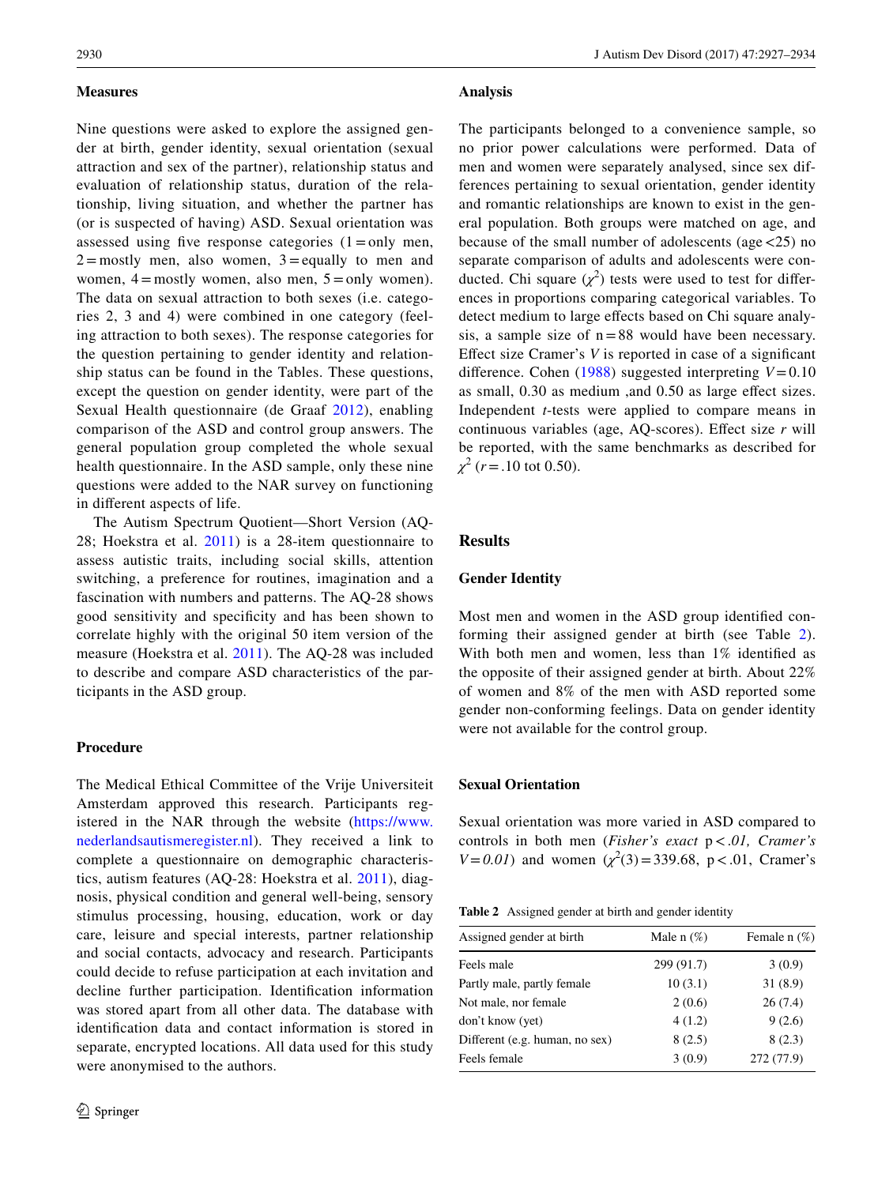### Measures

Nine questions were asked to explore the assigned gender at birth, gender identity, sexual orientation (sexual attraction and sex of the partner), relationship status and evaluation of relationship status, duration of the relationship, living situation, and whether the partner has (or is suspected of having) ASD. Sexual orientation was assessed using five response categories (1 = only men, 2 = mostly men, also women, 3 = equally to men and women, 4 = mostly women, also men, 5 = only women). The data on sexual attraction to both sexes (i.e. categories 2, 3 and 4) were combined in one category (feeling attraction to both sexes). The response categories for the question pertaining to gender identity and relationship status can be found in the Tables. These questions, except the question on gender identity, were part of the Sexual Health questionnaire (de Graaf 2012), enabling comparison of the ASD and control group answers. The general population group completed the whole sexual health questionnaire. In the ASD sample, only these nine questions were added to the NAR survey on functioning in different aspects of life.

The Autism Spectrum Quotient—Short Version (AQ-28; Hoekstra et al. 2011) is a 28-item questionnaire to assess autistic traits, including social skills, attention switching, a preference for routines, imagination and a fascination with numbers and patterns. The AQ-28 shows good sensitivity and specificity and has been shown to correlate highly with the original 50 item version of the measure (Hoekstra et al. 2011). The AQ-28 was included to describe and compare ASD characteristics of the participants in the ASD group.

### Procedure

The Medical Ethical Committee of the Vrije Universiteit Amsterdam approved this research. Participants registered in the NAR through the website (https://www.nederlandsautismeregister.nl). They received a link to complete a questionnaire on demographic characteristics, autism features (AQ-28: Hoekstra et al. 2011), diagnosis, physical condition and general well-being, sensory stimulus processing, housing, education, work or day care, leisure and special interests, partner relationship and social contacts, advocacy and research. Participants could decide to refuse participation at each invitation and decline further participation. Identification information was stored apart from all other data. The database with identification data and contact information is stored in separate, encrypted locations. All data used for this study were anonymised to the authors.

### Analysis

The participants belonged to a convenience sample, so no prior power calculations were performed. Data of men and women were separately analysed, since sex differences pertaining to sexual orientation, gender identity and romantic relationships are known to exist in the general population. Both groups were matched on age, and because of the small number of adolescents (age <25) no separate comparison of adults and adolescents were conducted. Chi square ($\chi^2$) tests were used to test for differences in proportions comparing categorical variables. To detect medium to large effects based on Chi square analysis, a sample size of n = 88 would have been necessary. Effect size Cramer's *V* is reported in case of a significant difference. Cohen (1988) suggested interpreting $V = 0.10$ as small, 0.30 as medium ,and 0.50 as large effect sizes. Independent *t*-tests were applied to compare means in continuous variables (age, AQ-scores). Effect size *r* will be reported, with the same benchmarks as described for $\chi^2$ ($r = .10$ tot 0.50).

## Results

### Gender Identity

Most men and women in the ASD group identified conforming their assigned gender at birth (see Table 2). With both men and women, less than 1% identified as the opposite of their assigned gender at birth. About 22% of women and 8% of the men with ASD reported some gender non-conforming feelings. Data on gender identity were not available for the control group.

### Sexual Orientation

Sexual orientation was more varied in ASD compared to controls in both men (*Fisher's exact* $p < .01$, *Cramer's* $V = 0.01$) and women ($\chi^2(3) = 339.68$, $p < .01$, Cramer's

**Table 2** Assigned gender at birth and gender identity

| Assigned gender at birth | Male n (%) | Female n (%) |
|---|---|---|
| Feels male | 299 (91.7) | 3 (0.9) |
| Partly male, partly female | 10 (3.1) | 31 (8.9) |
| Not male, nor female | 2 (0.6) | 26 (7.4) |
| don't know (yet) | 4 (1.2) | 9 (2.6) |
| Different (e.g. human, no sex) | 8 (2.5) | 8 (2.3) |
| Feels female | 3 (0.9) | 272 (77.9) |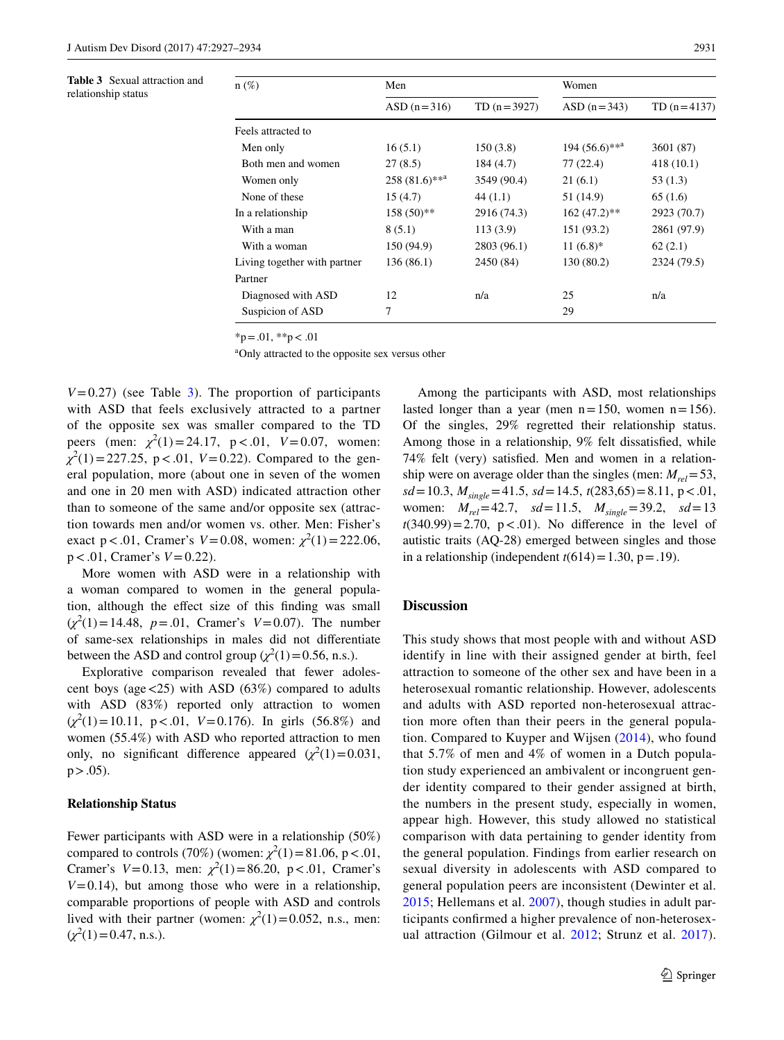**Table 3** Sexual attraction and relationship status

| n (%) | Men | | Women | |
|---|---|---|---|---|
| | ASD (n = 316) | TD (n = 3927) | ASD (n = 343) | TD (n = 4137) |
| Feels attracted to | | | | |
| Men only | 16 (5.1) | 150 (3.8) | 194 (56.6)**[a] | 3601 (87) |
| Both men and women | 27 (8.5) | 184 (4.7) | 77 (22.4) | 418 (10.1) |
| Women only | 258 (81.6)**[a] | 3549 (90.4) | 21 (6.1) | 53 (1.3) |
| None of these | 15 (4.7) | 44 (1.1) | 51 (14.9) | 65 (1.6) |
| In a relationship | 158 (50)** | 2916 (74.3) | 162 (47.2)** | 2923 (70.7) |
| With a man | 8 (5.1) | 113 (3.9) | 151 (93.2) | 2861 (97.9) |
| With a woman | 150 (94.9) | 2803 (96.1) | 11 (6.8)* | 62 (2.1) |
| Living together with partner | 136 (86.1) | 2450 (84) | 130 (80.2) | 2324 (79.5) |
| Partner | | | | |
| Diagnosed with ASD | 12 | n/a | 25 | n/a |
| Suspicion of ASD | 7 | | 29 | |

*p = .01, **p < .01

[a]Only attracted to the opposite sex versus other

$V = 0.27$) (see Table 3). The proportion of participants with ASD that feels exclusively attracted to a partner of the opposite sex was smaller compared to the TD peers (men: $\chi^2(1) = 24.17$, $p < .01$, $V = 0.07$, women: $\chi^2(1) = 227.25$, $p < .01$, $V = 0.22$). Compared to the general population, more (about one in seven of the women and one in 20 men with ASD) indicated attraction other than to someone of the same and/or opposite sex (attraction towards men and/or women vs. other. Men: Fisher's exact $p < .01$, Cramer's $V = 0.08$, women: $\chi^2(1) = 222.06$, $p < .01$, Cramer's $V = 0.22$).

More women with ASD were in a relationship with a woman compared to women in the general population, although the effect size of this finding was small ($\chi^2(1) = 14.48$, $p = .01$, Cramer's $V = 0.07$). The number of same-sex relationships in males did not differentiate between the ASD and control group ($\chi^2(1) = 0.56$, n.s.).

Explorative comparison revealed that fewer adolescent boys (age < 25) with ASD (63%) compared to adults with ASD (83%) reported only attraction to women ($\chi^2(1) = 10.11$, $p < .01$, $V = 0.176$). In girls (56.8%) and women (55.4%) with ASD who reported attraction to men only, no significant difference appeared ($\chi^2(1) = 0.031$, $p > .05$).

### Relationship Status

Fewer participants with ASD were in a relationship (50%) compared to controls (70%) (women: $\chi^2(1) = 81.06$, $p < .01$, Cramer's $V = 0.13$, men: $\chi^2(1) = 86.20$, $p < .01$, Cramer's $V = 0.14$), but among those who were in a relationship, comparable proportions of people with ASD and controls lived with their partner (women: $\chi^2(1) = 0.052$, n.s., men: ($\chi^2(1) = 0.47$, n.s.).

Among the participants with ASD, most relationships lasted longer than a year (men n = 150, women n = 156). Of the singles, 29% regretted their relationship status. Among those in a relationship, 9% felt dissatisfied, while 74% felt (very) satisfied. Men and women in a relationship were on average older than the singles (men: $M_{rel} = 53$, $sd = 10.3$, $M_{single} = 41.5$, $sd = 14.5$, $t(283,65) = 8.11$, $p < .01$, women: $M_{rel} = 42.7$, $sd = 11.5$, $M_{single} = 39.2$, $sd = 13$ $t(340.99) = 2.70$, $p < .01$). No difference in the level of autistic traits (AQ-28) emerged between singles and those in a relationship (independent $t(614) = 1.30$, $p = .19$).

## Discussion

This study shows that most people with and without ASD identify in line with their assigned gender at birth, feel attraction to someone of the other sex and have been in a heterosexual romantic relationship. However, adolescents and adults with ASD reported non-heterosexual attraction more often than their peers in the general population. Compared to Kuyper and Wijsen (2014), who found that 5.7% of men and 4% of women in a Dutch population study experienced an ambivalent or incongruent gender identity compared to their gender assigned at birth, the numbers in the present study, especially in women, appear high. However, this study allowed no statistical comparison with data pertaining to gender identity from the general population. Findings from earlier research on sexual diversity in adolescents with ASD compared to general population peers are inconsistent (Dewinter et al. 2015; Hellemans et al. 2007), though studies in adult participants confirmed a higher prevalence of non-heterosexual attraction (Gilmour et al. 2012; Strunz et al. 2017).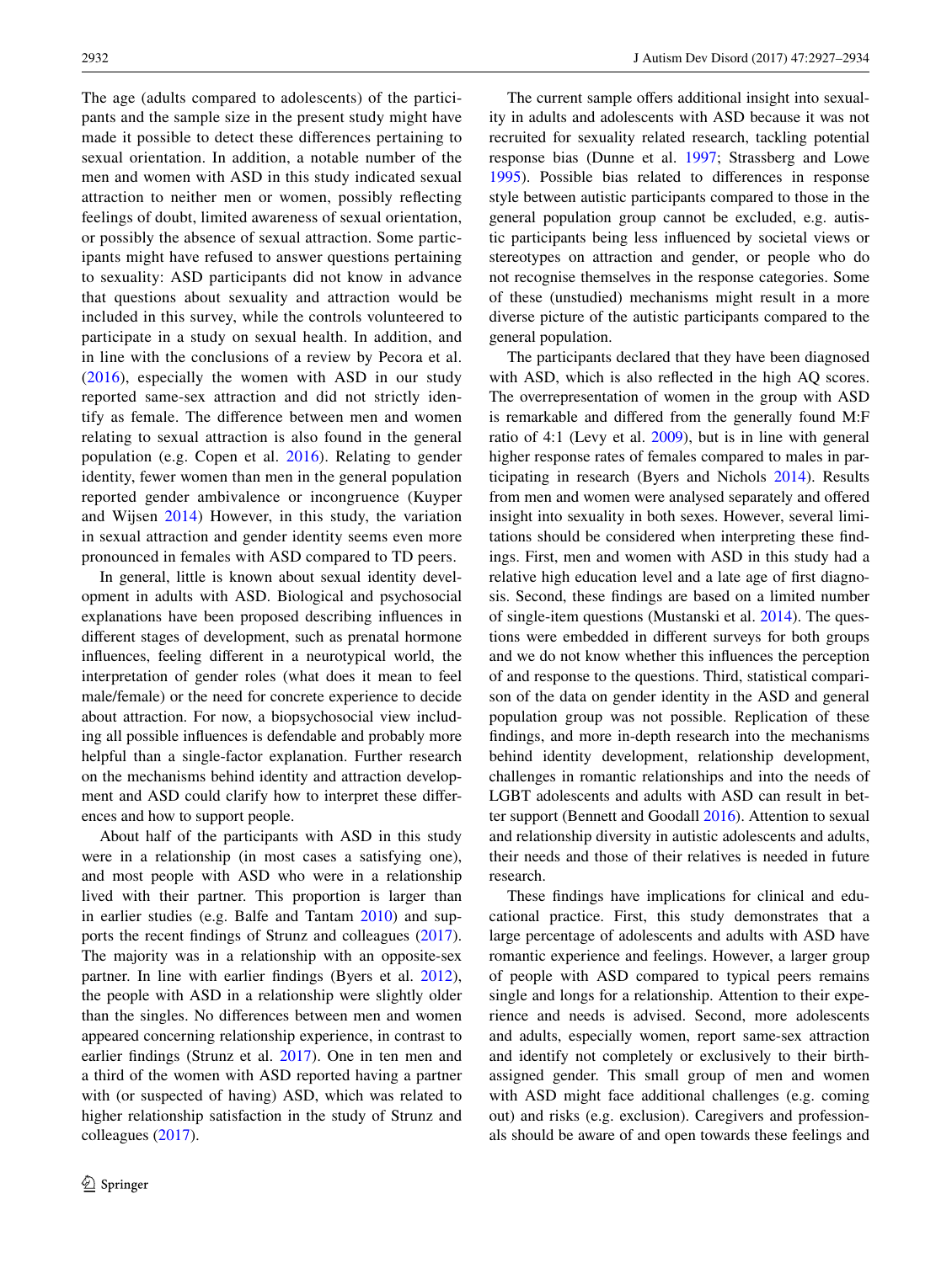The age (adults compared to adolescents) of the participants and the sample size in the present study might have made it possible to detect these differences pertaining to sexual orientation. In addition, a notable number of the men and women with ASD in this study indicated sexual attraction to neither men or women, possibly reflecting feelings of doubt, limited awareness of sexual orientation, or possibly the absence of sexual attraction. Some participants might have refused to answer questions pertaining to sexuality: ASD participants did not know in advance that questions about sexuality and attraction would be included in this survey, while the controls volunteered to participate in a study on sexual health. In addition, and in line with the conclusions of a review by Pecora et al. (2016), especially the women with ASD in our study reported same-sex attraction and did not strictly identify as female. The difference between men and women relating to sexual attraction is also found in the general population (e.g. Copen et al. 2016). Relating to gender identity, fewer women than men in the general population reported gender ambivalence or incongruence (Kuyper and Wijsen 2014) However, in this study, the variation in sexual attraction and gender identity seems even more pronounced in females with ASD compared to TD peers.

In general, little is known about sexual identity development in adults with ASD. Biological and psychosocial explanations have been proposed describing influences in different stages of development, such as prenatal hormone influences, feeling different in a neurotypical world, the interpretation of gender roles (what does it mean to feel male/female) or the need for concrete experience to decide about attraction. For now, a biopsychosocial view including all possible influences is defendable and probably more helpful than a single-factor explanation. Further research on the mechanisms behind identity and attraction development and ASD could clarify how to interpret these differences and how to support people.

About half of the participants with ASD in this study were in a relationship (in most cases a satisfying one), and most people with ASD who were in a relationship lived with their partner. This proportion is larger than in earlier studies (e.g. Balfe and Tantam 2010) and supports the recent findings of Strunz and colleagues (2017). The majority was in a relationship with an opposite-sex partner. In line with earlier findings (Byers et al. 2012), the people with ASD in a relationship were slightly older than the singles. No differences between men and women appeared concerning relationship experience, in contrast to earlier findings (Strunz et al. 2017). One in ten men and a third of the women with ASD reported having a partner with (or suspected of having) ASD, which was related to higher relationship satisfaction in the study of Strunz and colleagues (2017).

The current sample offers additional insight into sexuality in adults and adolescents with ASD because it was not recruited for sexuality related research, tackling potential response bias (Dunne et al. 1997; Strassberg and Lowe 1995). Possible bias related to differences in response style between autistic participants compared to those in the general population group cannot be excluded, e.g. autistic participants being less influenced by societal views or stereotypes on attraction and gender, or people who do not recognise themselves in the response categories. Some of these (unstudied) mechanisms might result in a more diverse picture of the autistic participants compared to the general population.

The participants declared that they have been diagnosed with ASD, which is also reflected in the high AQ scores. The overrepresentation of women in the group with ASD is remarkable and differed from the generally found M:F ratio of 4:1 (Levy et al. 2009), but is in line with general higher response rates of females compared to males in participating in research (Byers and Nichols 2014). Results from men and women were analysed separately and offered insight into sexuality in both sexes. However, several limitations should be considered when interpreting these findings. First, men and women with ASD in this study had a relative high education level and a late age of first diagnosis. Second, these findings are based on a limited number of single-item questions (Mustanski et al. 2014). The questions were embedded in different surveys for both groups and we do not know whether this influences the perception of and response to the questions. Third, statistical comparison of the data on gender identity in the ASD and general population group was not possible. Replication of these findings, and more in-depth research into the mechanisms behind identity development, relationship development, challenges in romantic relationships and into the needs of LGBT adolescents and adults with ASD can result in better support (Bennett and Goodall 2016). Attention to sexual and relationship diversity in autistic adolescents and adults, their needs and those of their relatives is needed in future research.

These findings have implications for clinical and educational practice. First, this study demonstrates that a large percentage of adolescents and adults with ASD have romantic experience and feelings. However, a larger group of people with ASD compared to typical peers remains single and longs for a relationship. Attention to their experience and needs is advised. Second, more adolescents and adults, especially women, report same-sex attraction and identify not completely or exclusively to their birth-assigned gender. This small group of men and women with ASD might face additional challenges (e.g. coming out) and risks (e.g. exclusion). Caregivers and professionals should be aware of and open towards these feelings and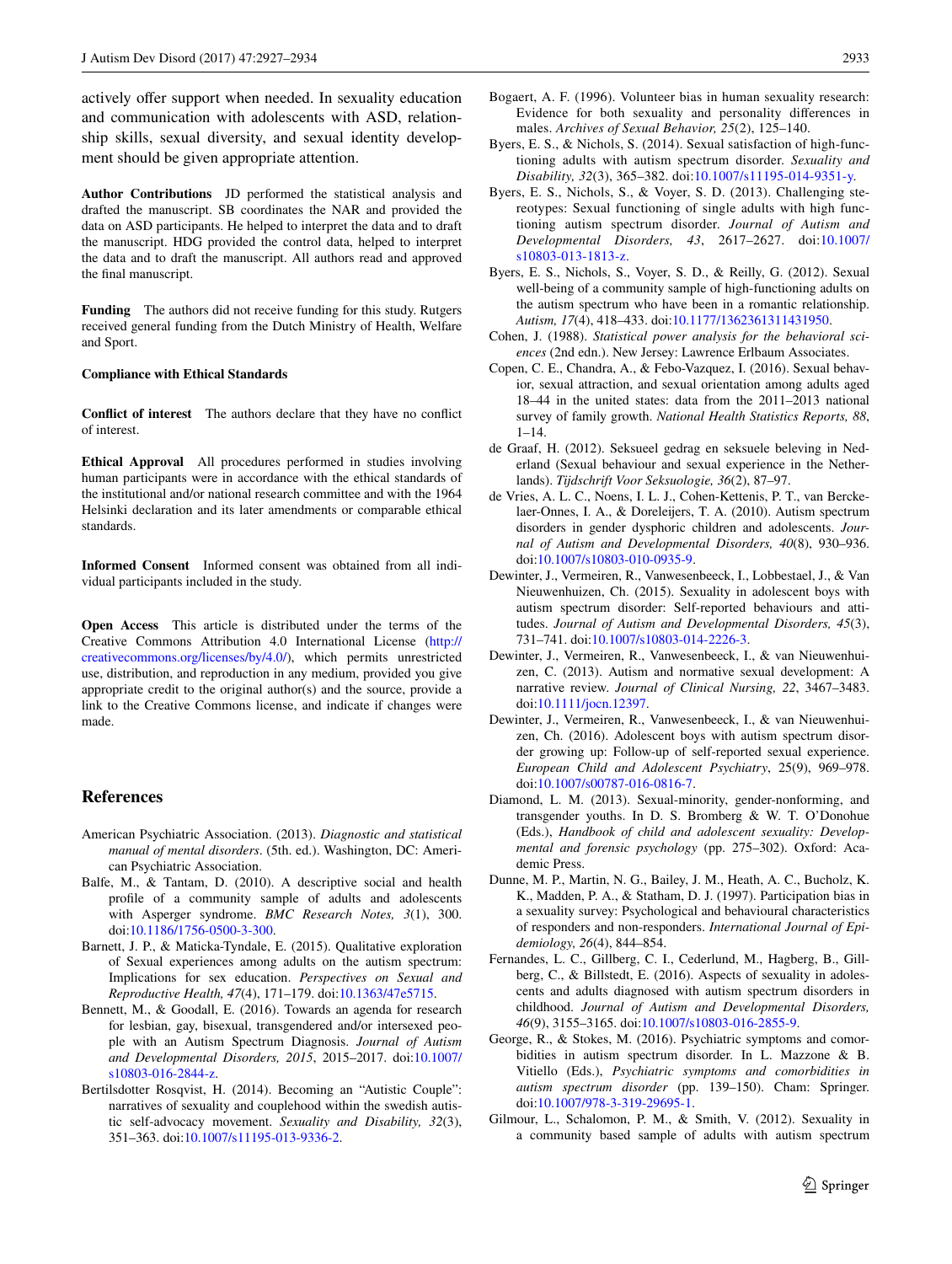actively offer support when needed. In sexuality education and communication with adolescents with ASD, relationship skills, sexual diversity, and sexual identity development should be given appropriate attention.

**Author Contributions** JD performed the statistical analysis and drafted the manuscript. SB coordinates the NAR and provided the data on ASD participants. He helped to interpret the data and to draft the manuscript. HDG provided the control data, helped to interpret the data and to draft the manuscript. All authors read and approved the final manuscript.

**Funding** The authors did not receive funding for this study. Rutgers received general funding from the Dutch Ministry of Health, Welfare and Sport.

**Compliance with Ethical Standards**

**Conflict of interest** The authors declare that they have no conflict of interest.

**Ethical Approval** All procedures performed in studies involving human participants were in accordance with the ethical standards of the institutional and/or national research committee and with the 1964 Helsinki declaration and its later amendments or comparable ethical standards.

**Informed Consent** Informed consent was obtained from all individual participants included in the study.

**Open Access** This article is distributed under the terms of the Creative Commons Attribution 4.0 International License (http://creativecommons.org/licenses/by/4.0/), which permits unrestricted use, distribution, and reproduction in any medium, provided you give appropriate credit to the original author(s) and the source, provide a link to the Creative Commons license, and indicate if changes were made.

## References

American Psychiatric Association. (2013). *Diagnostic and statistical manual of mental disorders*. (5th. ed.). Washington, DC: American Psychiatric Association.

Balfe, M., & Tantam, D. (2010). A descriptive social and health profile of a community sample of adults and adolescents with Asperger syndrome. *BMC Research Notes, 3*(1), 300. doi:10.1186/1756-0500-3-300.

Barnett, J. P., & Maticka-Tyndale, E. (2015). Qualitative exploration of Sexual experiences among adults on the autism spectrum: Implications for sex education. *Perspectives on Sexual and Reproductive Health, 47*(4), 171–179. doi:10.1363/47e5715.

Bennett, M., & Goodall, E. (2016). Towards an agenda for research for lesbian, gay, bisexual, transgendered and/or intersexed people with an Autism Spectrum Diagnosis. *Journal of Autism and Developmental Disorders, 2015*, 2015–2017. doi:10.1007/s10803-016-2844-z.

Bertilsdotter Rosqvist, H. (2014). Becoming an "Autistic Couple": narratives of sexuality and couplehood within the swedish autistic self-advocacy movement. *Sexuality and Disability, 32*(3), 351–363. doi:10.1007/s11195-013-9336-2.

Bogaert, A. F. (1996). Volunteer bias in human sexuality research: Evidence for both sexuality and personality differences in males. *Archives of Sexual Behavior, 25*(2), 125–140.

Byers, E. S., & Nichols, S. (2014). Sexual satisfaction of high-functioning adults with autism spectrum disorder. *Sexuality and Disability, 32*(3), 365–382. doi:10.1007/s11195-014-9351-y.

Byers, E. S., Nichols, S., & Voyer, S. D. (2013). Challenging stereotypes: Sexual functioning of single adults with high functioning autism spectrum disorder. *Journal of Autism and Developmental Disorders, 43*, 2617–2627. doi:10.1007/s10803-013-1813-z.

Byers, E. S., Nichols, S., Voyer, S. D., & Reilly, G. (2012). Sexual well-being of a community sample of high-functioning adults on the autism spectrum who have been in a romantic relationship. *Autism, 17*(4), 418–433. doi:10.1177/1362361311431950.

Cohen, J. (1988). *Statistical power analysis for the behavioral sciences* (2nd edn.). New Jersey: Lawrence Erlbaum Associates.

Copen, C. E., Chandra, A., & Febo-Vazquez, I. (2016). Sexual behavior, sexual attraction, and sexual orientation among adults aged 18–44 in the united states: data from the 2011–2013 national survey of family growth. *National Health Statistics Reports, 88*, 1–14.

de Graaf, H. (2012). Seksueel gedrag en seksuele beleving in Nederland (Sexual behaviour and sexual experience in the Netherlands). *Tijdschrift Voor Seksuologie, 36*(2), 87–97.

de Vries, A. L. C., Noens, I. L. J., Cohen-Kettenis, P. T., van Berckelaer-Onnes, I. A., & Doreleijers, T. A. (2010). Autism spectrum disorders in gender dysphoric children and adolescents. *Journal of Autism and Developmental Disorders, 40*(8), 930–936. doi:10.1007/s10803-010-0935-9.

Dewinter, J., Vermeiren, R., Vanwesenbeeck, I., Lobbestael, J., & Van Nieuwenhuizen, Ch. (2015). Sexuality in adolescent boys with autism spectrum disorder: Self-reported behaviours and attitudes. *Journal of Autism and Developmental Disorders, 45*(3), 731–741. doi:10.1007/s10803-014-2226-3.

Dewinter, J., Vermeiren, R., Vanwesenbeeck, I., & van Nieuwenhuizen, C. (2013). Autism and normative sexual development: A narrative review. *Journal of Clinical Nursing, 22*, 3467–3483. doi:10.1111/jocn.12397.

Dewinter, J., Vermeiren, R., Vanwesenbeeck, I., & van Nieuwenhuizen, Ch. (2016). Adolescent boys with autism spectrum disorder growing up: Follow-up of self-reported sexual experience. *European Child and Adolescent Psychiatry*, 25(9), 969–978. doi:10.1007/s00787-016-0816-7.

Diamond, L. M. (2013). Sexual-minority, gender-nonforming, and transgender youths. In D. S. Bromberg & W. T. O'Donohue (Eds.), *Handbook of child and adolescent sexuality: Developmental and forensic psychology* (pp. 275–302). Oxford: Academic Press.

Dunne, M. P., Martin, N. G., Bailey, J. M., Heath, A. C., Bucholz, K. K., Madden, P. A., & Statham, D. J. (1997). Participation bias in a sexuality survey: Psychological and behavioural characteristics of responders and non-responders. *International Journal of Epidemiology, 26*(4), 844–854.

Fernandes, L. C., Gillberg, C. I., Cederlund, M., Hagberg, B., Gillberg, C., & Billstedt, E. (2016). Aspects of sexuality in adolescents and adults diagnosed with autism spectrum disorders in childhood. *Journal of Autism and Developmental Disorders, 46*(9), 3155–3165. doi:10.1007/s10803-016-2855-9.

George, R., & Stokes, M. (2016). Psychiatric symptoms and comorbidities in autism spectrum disorder. In L. Mazzone & B. Vitiello (Eds.), *Psychiatric symptoms and comorbidities in autism spectrum disorder* (pp. 139–150). Cham: Springer. doi:10.1007/978-3-319-29695-1.

Gilmour, L., Schalomon, P. M., & Smith, V. (2012). Sexuality in a community based sample of adults with autism spectrum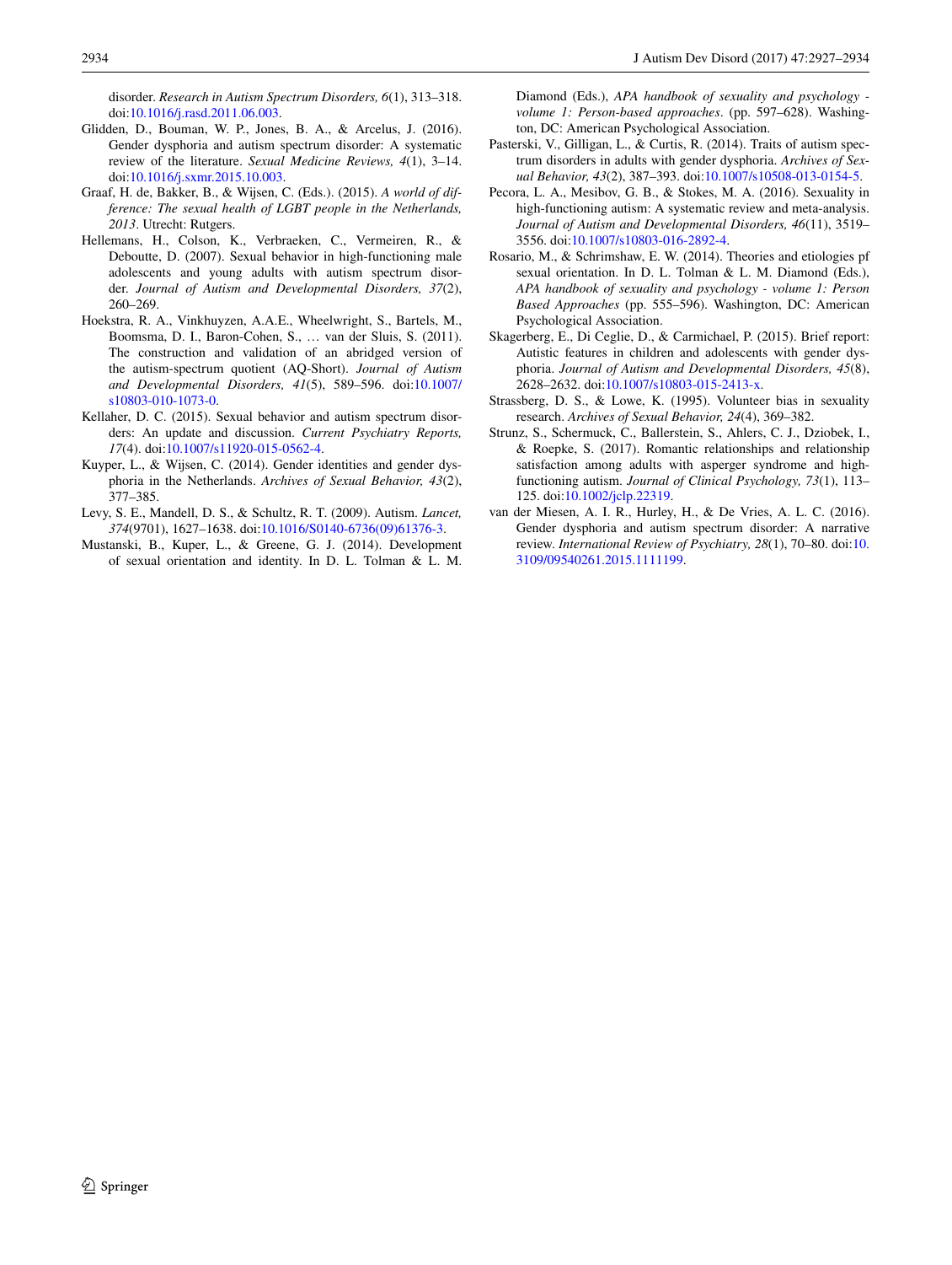disorder. *Research in Autism Spectrum Disorders, 6*(1), 313–318. doi:10.1016/j.rasd.2011.06.003.

Glidden, D., Bouman, W. P., Jones, B. A., & Arcelus, J. (2016). Gender dysphoria and autism spectrum disorder: A systematic review of the literature. *Sexual Medicine Reviews, 4*(1), 3–14. doi:10.1016/j.sxmr.2015.10.003.

Graaf, H. de, Bakker, B., & Wijsen, C. (Eds.). (2015). *A world of difference: The sexual health of LGBT people in the Netherlands, 2013*. Utrecht: Rutgers.

Hellemans, H., Colson, K., Verbraeken, C., Vermeiren, R., & Deboutte, D. (2007). Sexual behavior in high-functioning male adolescents and young adults with autism spectrum disorder. *Journal of Autism and Developmental Disorders, 37*(2), 260–269.

Hoekstra, R. A., Vinkhuyzen, A.A.E., Wheelwright, S., Bartels, M., Boomsma, D. I., Baron-Cohen, S., … van der Sluis, S. (2011). The construction and validation of an abridged version of the autism-spectrum quotient (AQ-Short). *Journal of Autism and Developmental Disorders, 41*(5), 589–596. doi:10.1007/s10803-010-1073-0.

Kellaher, D. C. (2015). Sexual behavior and autism spectrum disorders: An update and discussion. *Current Psychiatry Reports, 17*(4). doi:10.1007/s11920-015-0562-4.

Kuyper, L., & Wijsen, C. (2014). Gender identities and gender dysphoria in the Netherlands. *Archives of Sexual Behavior, 43*(2), 377–385.

Levy, S. E., Mandell, D. S., & Schultz, R. T. (2009). Autism. *Lancet, 374*(9701), 1627–1638. doi:10.1016/S0140-6736(09)61376-3.

Mustanski, B., Kuper, L., & Greene, G. J. (2014). Development of sexual orientation and identity. In D. L. Tolman & L. M. Diamond (Eds.), *APA handbook of sexuality and psychology - volume 1: Person-based approaches*. (pp. 597–628). Washington, DC: American Psychological Association.

Pasterski, V., Gilligan, L., & Curtis, R. (2014). Traits of autism spectrum disorders in adults with gender dysphoria. *Archives of Sexual Behavior, 43*(2), 387–393. doi:10.1007/s10508-013-0154-5.

Pecora, L. A., Mesibov, G. B., & Stokes, M. A. (2016). Sexuality in high-functioning autism: A systematic review and meta-analysis. *Journal of Autism and Developmental Disorders, 46*(11), 3519–3556. doi:10.1007/s10803-016-2892-4.

Rosario, M., & Schrimshaw, E. W. (2014). Theories and etiologies pf sexual orientation. In D. L. Tolman & L. M. Diamond (Eds.), *APA handbook of sexuality and psychology - volume 1: Person Based Approaches* (pp. 555–596). Washington, DC: American Psychological Association.

Skagerberg, E., Di Ceglie, D., & Carmichael, P. (2015). Brief report: Autistic features in children and adolescents with gender dysphoria. *Journal of Autism and Developmental Disorders, 45*(8), 2628–2632. doi:10.1007/s10803-015-2413-x.

Strassberg, D. S., & Lowe, K. (1995). Volunteer bias in sexuality research. *Archives of Sexual Behavior, 24*(4), 369–382.

Strunz, S., Schermuck, C., Ballerstein, S., Ahlers, C. J., Dziobek, I., & Roepke, S. (2017). Romantic relationships and relationship satisfaction among adults with asperger syndrome and high-functioning autism. *Journal of Clinical Psychology, 73*(1), 113–125. doi:10.1002/jclp.22319.

van der Miesen, A. I. R., Hurley, H., & De Vries, A. L. C. (2016). Gender dysphoria and autism spectrum disorder: A narrative review. *International Review of Psychiatry, 28*(1), 70–80. doi:10.3109/09540261.2015.1111199.